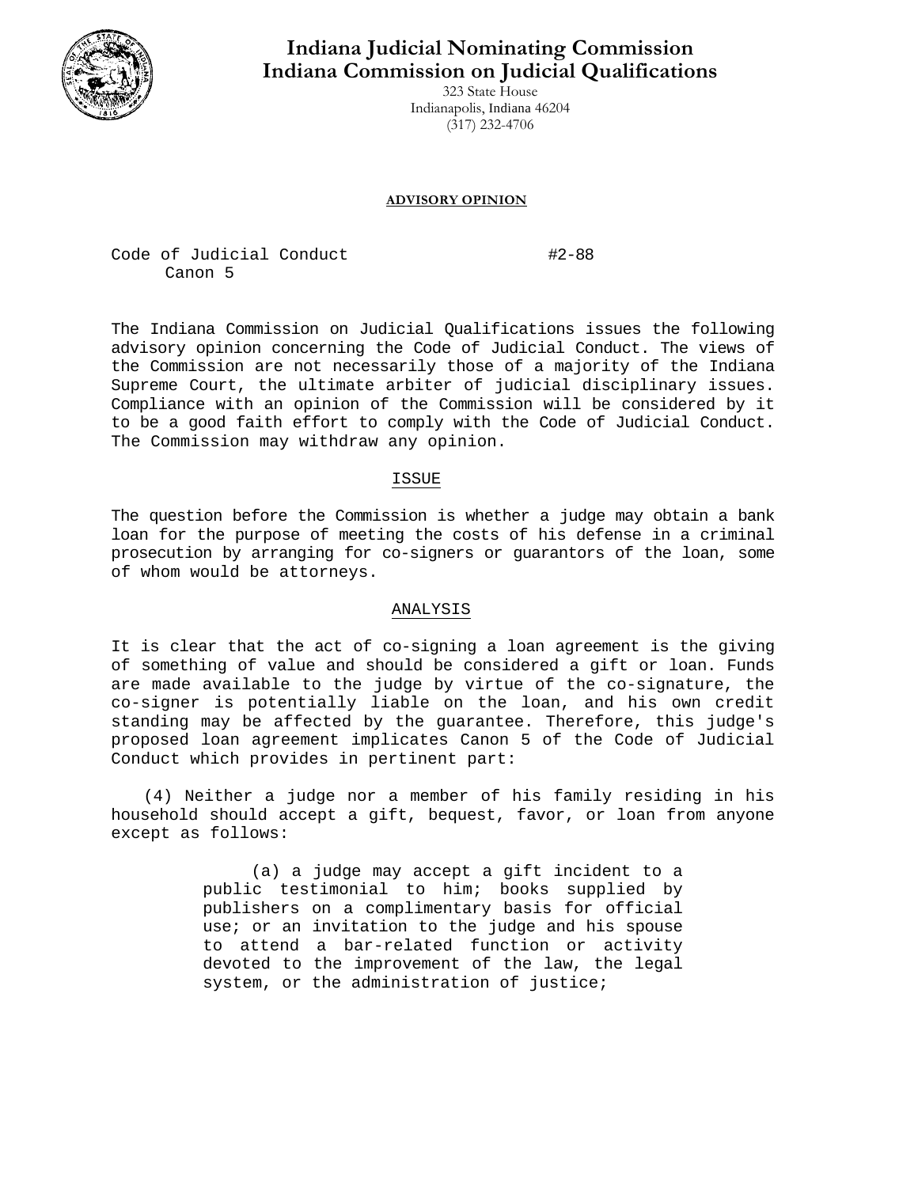# Indiana Judicial Nominating Commission
# Indiana Commission on Judicial Qualifications

323 State House
Indianapolis, Indiana 46204
(317) 232-4706

## ADVISORY OPINION

Code of Judicial Conduct #2-88
Canon 5

The Indiana Commission on Judicial Qualifications issues the following advisory opinion concerning the Code of Judicial Conduct. The views of the Commission are not necessarily those of a majority of the Indiana Supreme Court, the ultimate arbiter of judicial disciplinary issues. Compliance with an opinion of the Commission will be considered by it to be a good faith effort to comply with the Code of Judicial Conduct. The Commission may withdraw any opinion.

### ISSUE

The question before the Commission is whether a judge may obtain a bank loan for the purpose of meeting the costs of his defense in a criminal prosecution by arranging for co-signers or guarantors of the loan, some of whom would be attorneys.

### ANALYSIS

It is clear that the act of co-signing a loan agreement is the giving of something of value and should be considered a gift or loan. Funds are made available to the judge by virtue of the co-signature, the co-signer is potentially liable on the loan, and his own credit standing may be affected by the guarantee. Therefore, this judge's proposed loan agreement implicates Canon 5 of the Code of Judicial Conduct which provides in pertinent part:

(4) Neither a judge nor a member of his family residing in his household should accept a gift, bequest, favor, or loan from anyone except as follows:

> (a) a judge may accept a gift incident to a public testimonial to him; books supplied by publishers on a complimentary basis for official use; or an invitation to the judge and his spouse to attend a bar-related function or activity devoted to the improvement of the law, the legal system, or the administration of justice;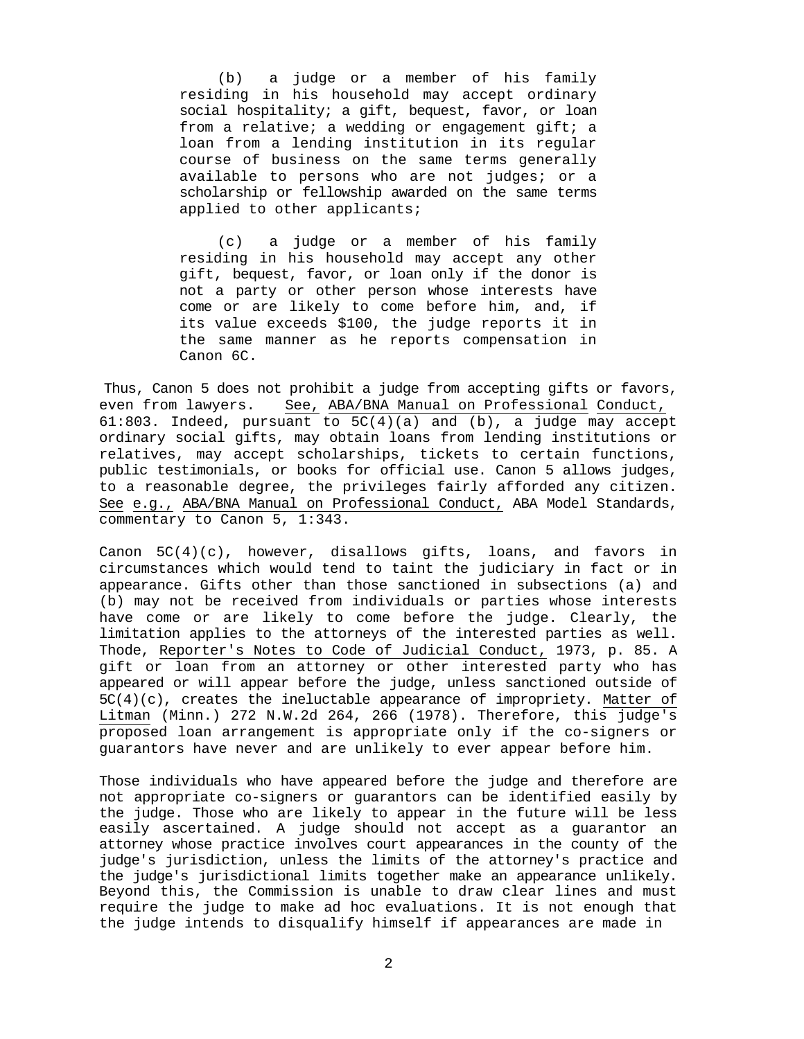> (b) a judge or a member of his family residing in his household may accept ordinary social hospitality; a gift, bequest, favor, or loan from a relative; a wedding or engagement gift; a loan from a lending institution in its regular course of business on the same terms generally available to persons who are not judges; or a scholarship or fellowship awarded on the same terms applied to other applicants;
>
> (c) a judge or a member of his family residing in his household may accept any other gift, bequest, favor, or loan only if the donor is not a party or other person whose interests have come or are likely to come before him, and, if its value exceeds $100, the judge reports it in the same manner as he reports compensation in Canon 6C.

Thus, Canon 5 does not prohibit a judge from accepting gifts or favors, even from lawyers. See, ABA/BNA Manual on Professional Conduct, 61:803. Indeed, pursuant to 5C(4)(a) and (b), a judge may accept ordinary social gifts, may obtain loans from lending institutions or relatives, may accept scholarships, tickets to certain functions, public testimonials, or books for official use. Canon 5 allows judges, to a reasonable degree, the privileges fairly afforded any citizen. See e.g., ABA/BNA Manual on Professional Conduct, ABA Model Standards, commentary to Canon 5, 1:343.

Canon 5C(4)(c), however, disallows gifts, loans, and favors in circumstances which would tend to taint the judiciary in fact or in appearance. Gifts other than those sanctioned in subsections (a) and (b) may not be received from individuals or parties whose interests have come or are likely to come before the judge. Clearly, the limitation applies to the attorneys of the interested parties as well. Thode, Reporter's Notes to Code of Judicial Conduct, 1973, p. 85. A gift or loan from an attorney or other interested party who has appeared or will appear before the judge, unless sanctioned outside of 5C(4)(c), creates the ineluctable appearance of impropriety. Matter of Litman (Minn.) 272 N.W.2d 264, 266 (1978). Therefore, this judge's proposed loan arrangement is appropriate only if the co-signers or guarantors have never and are unlikely to ever appear before him.

Those individuals who have appeared before the judge and therefore are not appropriate co-signers or guarantors can be identified easily by the judge. Those who are likely to appear in the future will be less easily ascertained. A judge should not accept as a guarantor an attorney whose practice involves court appearances in the county of the judge's jurisdiction, unless the limits of the attorney's practice and the judge's jurisdictional limits together make an appearance unlikely. Beyond this, the Commission is unable to draw clear lines and must require the judge to make ad hoc evaluations. It is not enough that the judge intends to disqualify himself if appearances are made in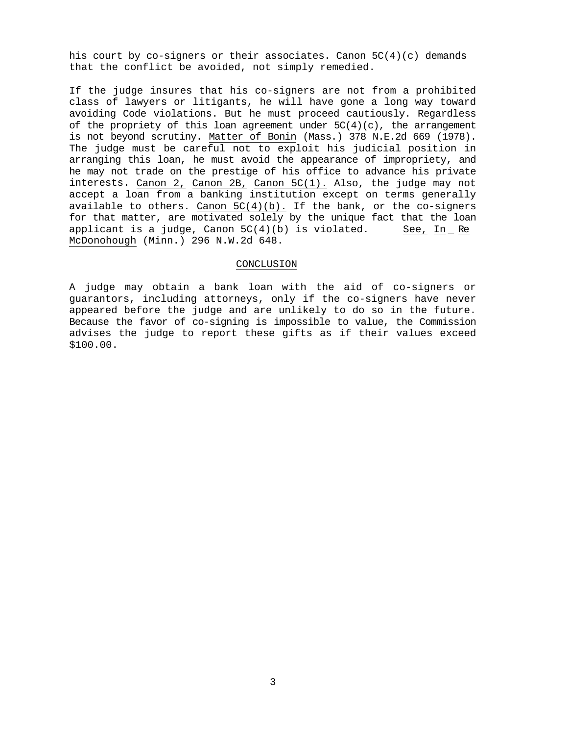his court by co-signers or their associates. Canon 5C(4)(c) demands that the conflict be avoided, not simply remedied.

If the judge insures that his co-signers are not from a prohibited class of lawyers or litigants, he will have gone a long way toward avoiding Code violations. But he must proceed cautiously. Regardless of the propriety of this loan agreement under 5C(4)(c), the arrangement is not beyond scrutiny. Matter of Bonin (Mass.) 378 N.E.2d 669 (1978). The judge must be careful not to exploit his judicial position in arranging this loan, he must avoid the appearance of impropriety, and he may not trade on the prestige of his office to advance his private interests. Canon 2, Canon 2B, Canon 5C(1). Also, the judge may not accept a loan from a banking institution except on terms generally available to others. Canon 5C(4)(b). If the bank, or the co-signers for that matter, are motivated solely by the unique fact that the loan applicant is a judge, Canon 5C(4)(b) is violated. See, In Re McDonohough (Minn.) 296 N.W.2d 648.

## CONCLUSION

A judge may obtain a bank loan with the aid of co-signers or guarantors, including attorneys, only if the co-signers have never appeared before the judge and are unlikely to do so in the future. Because the favor of co-signing is impossible to value, the Commission advises the judge to report these gifts as if their values exceed $100.00.